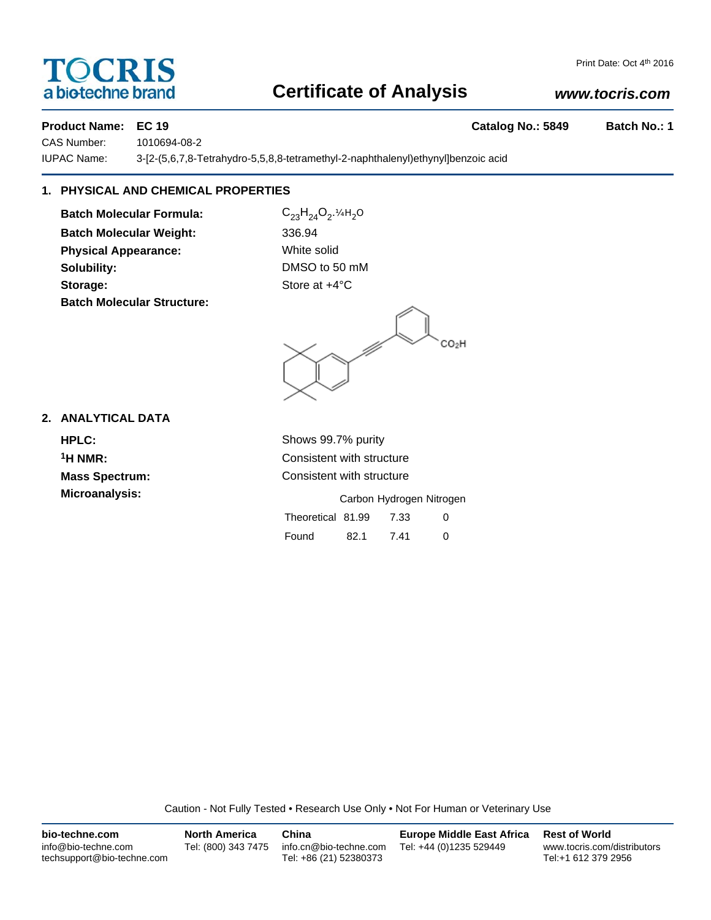# Certificate of Analysis

Print Date: Oct 4th 2016

www.tocris.com

**Product Name: EC 19** **Catalog No.: 5849** **Batch No.: 1**

CAS Number: 1010694-08-2

IUPAC Name: 3-[2-(5,6,7,8-Tetrahydro-5,5,8,8-tetramethyl-2-naphthalenyl)ethynyl]benzoic acid

## 1. PHYSICAL AND CHEMICAL PROPERTIES

**Batch Molecular Formula:** $C_{23}H_{24}O_2.¼H_2O$

**Batch Molecular Weight:** 336.94

**Physical Appearance:** White solid

**Solubility:** DMSO to 50 mM

**Storage:** Store at +4°C

**Batch Molecular Structure:**

$CO_2H$

## 2. ANALYTICAL DATA

**HPLC:** Shows 99.7% purity

**$^1$H NMR:** Consistent with structure

**Mass Spectrum:** Consistent with structure

**Microanalysis:**

| | Carbon | Hydrogen | Nitrogen |
|---|---|---|---|
| Theoretical | 81.99 | 7.33 | 0 |
| Found | 82.1 | 7.41 | 0 |

Caution - Not Fully Tested • Research Use Only • Not For Human or Veterinary Use

**bio-techne.com**
info@bio-techne.com
techsupport@bio-techne.com

**North America**
Tel: (800) 343 7475

**China**
info.cn@bio-techne.com
Tel: +86 (21) 52380373

**Europe Middle East Africa**
Tel: +44 (0)1235 529449

**Rest of World**
www.tocris.com/distributors
Tel:+1 612 379 2956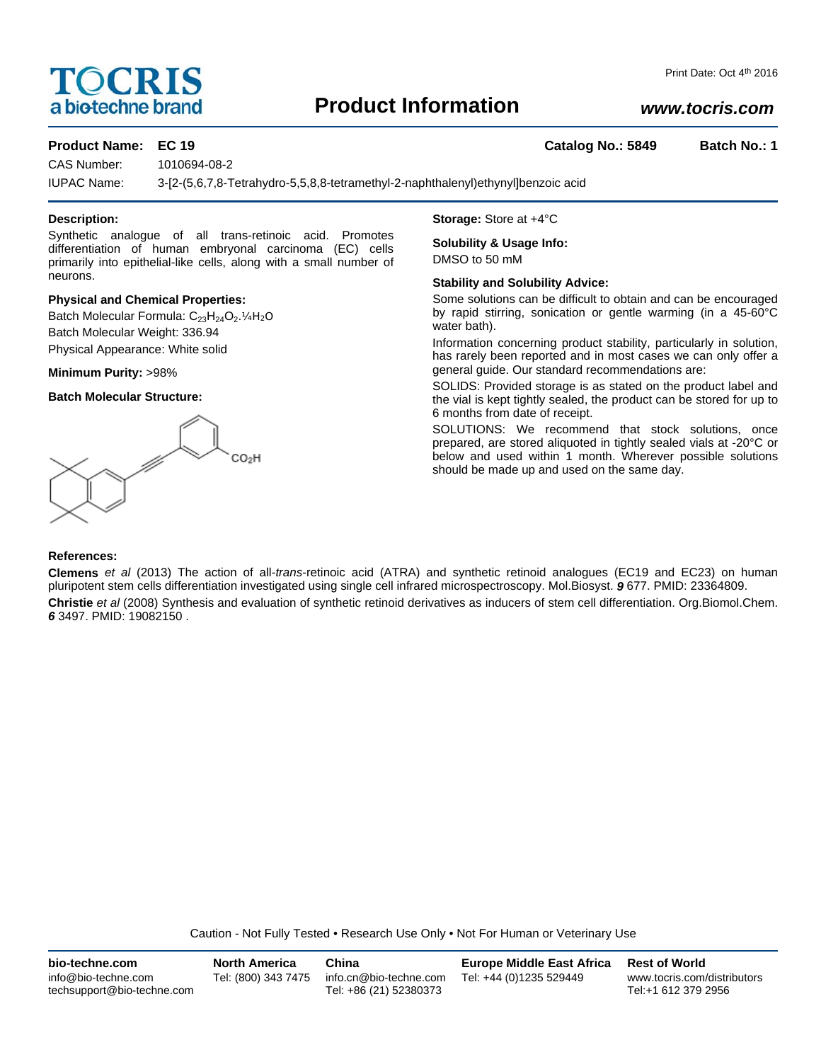# Product Information

Print Date: Oct 4th 2016

www.tocris.com

**Product Name: EC 19** **Catalog No.: 5849** **Batch No.: 1**

CAS Number: 1010694-08-2

IUPAC Name: 3-[2-(5,6,7,8-Tetrahydro-5,5,8,8-tetramethyl-2-naphthalenyl)ethynyl]benzoic acid

**Description:**

Synthetic analogue of all trans-retinoic acid. Promotes differentiation of human embryonal carcinoma (EC) cells primarily into epithelial-like cells, along with a small number of neurons.

**Physical and Chemical Properties:**

Batch Molecular Formula: $C_{23}H_{24}O_2.¼H_2O$

Batch Molecular Weight: 336.94

Physical Appearance: White solid

**Minimum Purity:** >98%

**Batch Molecular Structure:**

$CO_2H$

**Storage:** Store at +4°C

**Solubility & Usage Info:**

DMSO to 50 mM

**Stability and Solubility Advice:**

Some solutions can be difficult to obtain and can be encouraged by rapid stirring, sonication or gentle warming (in a 45-60°C water bath).

Information concerning product stability, particularly in solution, has rarely been reported and in most cases we can only offer a general guide. Our standard recommendations are:

SOLIDS: Provided storage is as stated on the product label and the vial is kept tightly sealed, the product can be stored for up to 6 months from date of receipt.

SOLUTIONS: We recommend that stock solutions, once prepared, are stored aliquoted in tightly sealed vials at -20°C or below and used within 1 month. Wherever possible solutions should be made up and used on the same day.

**References:**

**Clemens** *et al* (2013) The action of all-*trans*-retinoic acid (ATRA) and synthetic retinoid analogues (EC19 and EC23) on human pluripotent stem cells differentiation investigated using single cell infrared microspectroscopy. Mol.Biosyst. ***9*** 677. PMID: 23364809.

**Christie** *et al* (2008) Synthesis and evaluation of synthetic retinoid derivatives as inducers of stem cell differentiation. Org.Biomol.Chem. ***6*** 3497. PMID: 19082150 .

Caution - Not Fully Tested • Research Use Only • Not For Human or Veterinary Use

**bio-techne.com**
info@bio-techne.com
techsupport@bio-techne.com

**North America**
Tel: (800) 343 7475

**China**
info.cn@bio-techne.com
Tel: +86 (21) 52380373

**Europe Middle East Africa**
Tel: +44 (0)1235 529449

**Rest of World**
www.tocris.com/distributors
Tel:+1 612 379 2956